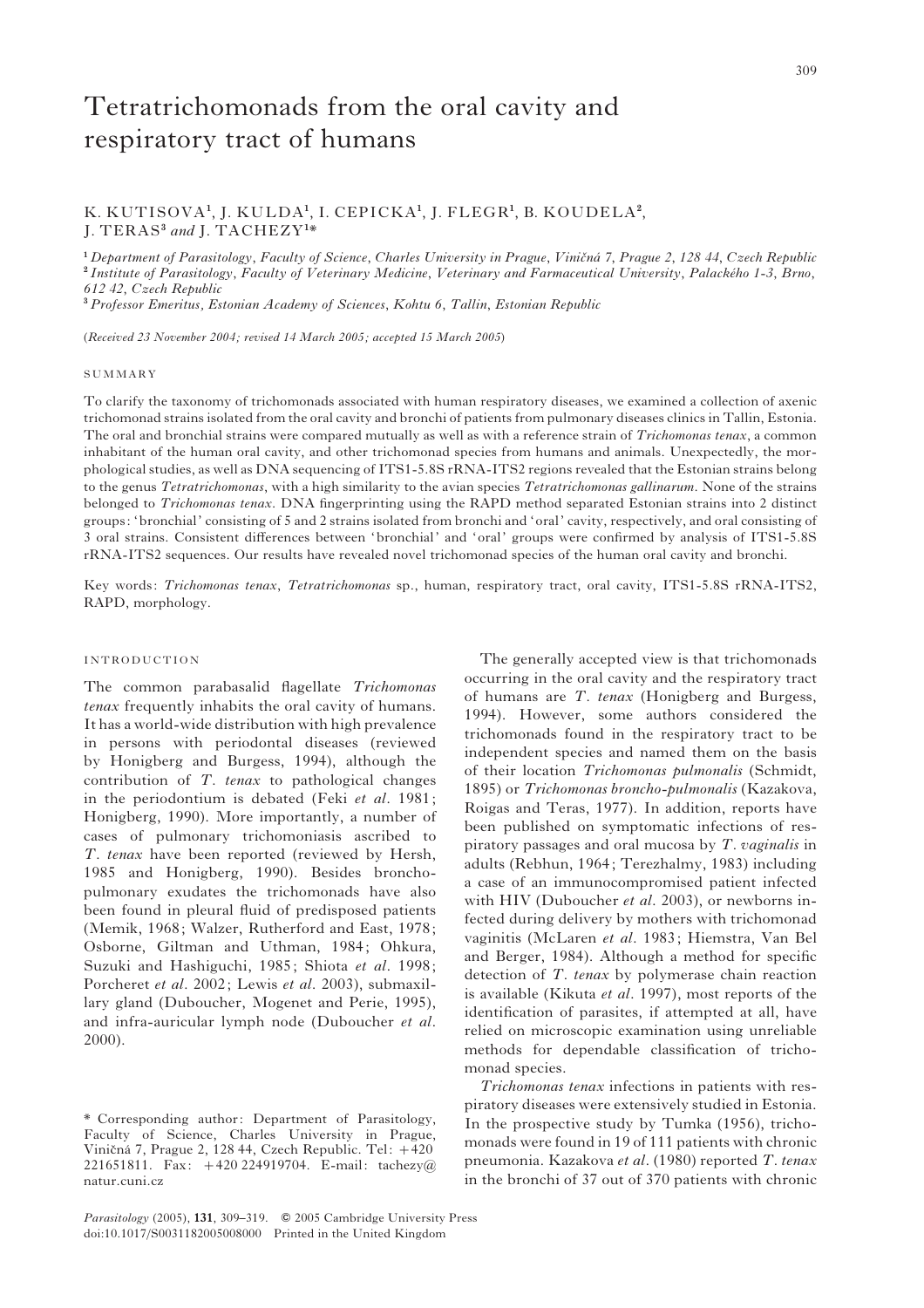# Tetratrichomonads from the oral cavity and respiratory tract of humans

K. KUTISOVA[1], J. KULDA[1], I. CEPICKA[1], J. FLEGR[1], B. KOUDELA[2], J. TERAS[3] *and* J. TACHEZY[1]*

[1] *Department of Parasitology, Faculty of Science, Charles University in Prague, Viničná 7, Prague 2, 128 44, Czech Republic*
[2] *Institute of Parasitology, Faculty of Veterinary Medicine, Veterinary and Farmaceutical University, Palackého 1-3, Brno, 612 42, Czech Republic*
[3] *Professor Emeritus, Estonian Academy of Sciences, Kohtu 6, Tallin, Estonian Republic*

(*Received 23 November 2004; revised 14 March 2005; accepted 15 March 2005*)

## SUMMARY

To clarify the taxonomy of trichomonads associated with human respiratory diseases, we examined a collection of axenic trichomonad strains isolated from the oral cavity and bronchi of patients from pulmonary diseases clinics in Tallin, Estonia. The oral and bronchial strains were compared mutually as well as with a reference strain of *Trichomonas tenax*, a common inhabitant of the human oral cavity, and other trichomonad species from humans and animals. Unexpectedly, the morphological studies, as well as DNA sequencing of ITS1-5.8S rRNA-ITS2 regions revealed that the Estonian strains belong to the genus *Tetratrichomonas*, with a high similarity to the avian species *Tetratrichomonas gallinarum*. None of the strains belonged to *Trichomonas tenax*. DNA fingerprinting using the RAPD method separated Estonian strains into 2 distinct groups: 'bronchial' consisting of 5 and 2 strains isolated from bronchi and 'oral' cavity, respectively, and oral consisting of 3 oral strains. Consistent differences between 'bronchial' and 'oral' groups were confirmed by analysis of ITS1-5.8S rRNA-ITS2 sequences. Our results have revealed novel trichomonad species of the human oral cavity and bronchi.

Key words: *Trichomonas tenax*, *Tetratrichomonas* sp., human, respiratory tract, oral cavity, ITS1-5.8S rRNA-ITS2, RAPD, morphology.

## INTRODUCTION

The common parabasalid flagellate *Trichomonas tenax* frequently inhabits the oral cavity of humans. It has a world-wide distribution with high prevalence in persons with periodontal diseases (reviewed by Honigberg and Burgess, 1994), although the contribution of *T. tenax* to pathological changes in the periodontium is debated (Feki *et al.* 1981; Honigberg, 1990). More importantly, a number of cases of pulmonary trichomoniasis ascribed to *T. tenax* have been reported (reviewed by Hersh, 1985 and Honigberg, 1990). Besides bronchopulmonary exudates the trichomonads have also been found in pleural fluid of predisposed patients (Memik, 1968; Walzer, Rutherford and East, 1978; Osborne, Giltman and Uthman, 1984; Ohkura, Suzuki and Hashiguchi, 1985; Shiota *et al.* 1998; Porcheret *et al.* 2002; Lewis *et al.* 2003), submaxillary gland (Duboucher, Mogenet and Perie, 1995), and infra-auricular lymph node (Duboucher *et al.* 2000).

The generally accepted view is that trichomonads occurring in the oral cavity and the respiratory tract of humans are *T. tenax* (Honigberg and Burgess, 1994). However, some authors considered the trichomonads found in the respiratory tract to be independent species and named them on the basis of their location *Trichomonas pulmonalis* (Schmidt, 1895) or *Trichomonas broncho-pulmonalis* (Kazakova, Roigas and Teras, 1977). In addition, reports have been published on symptomatic infections of respiratory passages and oral mucosa by *T. vaginalis* in adults (Rebhun, 1964; Terezhalmy, 1983) including a case of an immunocompromised patient infected with HIV (Duboucher *et al.* 2003), or newborns infected during delivery by mothers with trichomonad vaginitis (McLaren *et al.* 1983; Hiemstra, Van Bel and Berger, 1984). Although a method for specific detection of *T. tenax* by polymerase chain reaction is available (Kikuta *et al.* 1997), most reports of the identification of parasites, if attempted at all, have relied on microscopic examination using unreliable methods for dependable classification of trichomonad species.

*Trichomonas tenax* infections in patients with respiratory diseases were extensively studied in Estonia. In the prospective study by Tumka (1956), trichomonads were found in 19 of 111 patients with chronic pneumonia. Kazakova *et al.* (1980) reported *T. tenax* in the bronchi of 37 out of 370 patients with chronic

\* Corresponding author: Department of Parasitology, Faculty of Science, Charles University in Prague, Viničná 7, Prague 2, 128 44, Czech Republic. Tel: +420 221651811. Fax: +420 224919704. E-mail: tachezy@natur.cuni.cz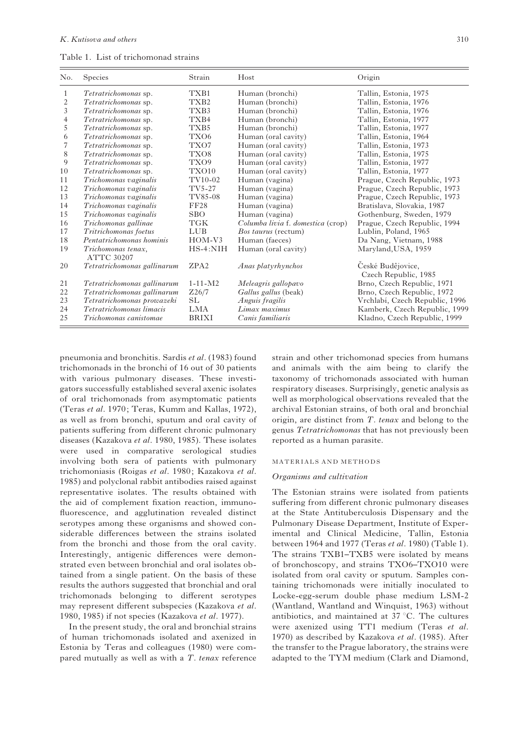Table 1. List of trichomonad strains

| No. | Species | Strain | Host | Origin |
|---|---|---|---|---|
| 1 | *Tetratrichomonas* sp. | TXB1 | Human (bronchi) | Tallin, Estonia, 1975 |
| 2 | *Tetratrichomonas* sp. | TXB2 | Human (bronchi) | Tallin, Estonia, 1976 |
| 3 | *Tetratrichomonas* sp. | TXB3 | Human (bronchi) | Tallin, Estonia, 1976 |
| 4 | *Tetratrichomonas* sp. | TXB4 | Human (bronchi) | Tallin, Estonia, 1977 |
| 5 | *Tetratrichomonas* sp. | TXB5 | Human (bronchi) | Tallin, Estonia, 1977 |
| 6 | *Tetratrichomonas* sp. | TXO6 | Human (oral cavity) | Tallin, Estonia, 1964 |
| 7 | *Tetratrichomonas* sp. | TXO7 | Human (oral cavity) | Tallin, Estonia, 1973 |
| 8 | *Tetratrichomonas* sp. | TXO8 | Human (oral cavity) | Tallin, Estonia, 1975 |
| 9 | *Tetratrichomonas* sp. | TXO9 | Human (oral cavity) | Tallin, Estonia, 1977 |
| 10 | *Tetratrichomonas* sp. | TXO10 | Human (oral cavity) | Tallin, Estonia, 1977 |
| 11 | *Trichomonas vaginalis* | TV10-02 | Human (vagina) | Prague, Czech Republic, 1973 |
| 12 | *Trichomonas vaginalis* | TV5-27 | Human (vagina) | Prague, Czech Republic, 1973 |
| 13 | *Trichomonas vaginalis* | TV85-08 | Human (vagina) | Prague, Czech Republic, 1973 |
| 14 | *Trichomonas vaginalis* | FF28 | Human (vagina) | Bratislava, Slovakia, 1987 |
| 15 | *Trichomonas vaginalis* | SBO | Human (vagina) | Gothenburg, Sweden, 1979 |
| 16 | *Trichomonas gallinae* | TGK | *Columba livia* f. *domestica* (crop) | Prague, Czech Republic, 1994 |
| 17 | *Tritrichomonas foetus* | LUB | *Bos taurus* (rectum) | Lublin, Poland, 1965 |
| 18 | *Pentatrichomonas hominis* | HOM-V3 | Human (faeces) | Da Nang, Vietnam, 1988 |
| 19 | *Trichomonas tenax*, ATTC 30207 | HS-4:NIH | Human (oral cavity) | Maryland,USA, 1959 |
| 20 | *Tetratrichomonas gallinarum* | ZPA2 | *Anas platyrhynchos* | České Budêjovice, Czech Republic, 1985 |
| 21 | *Tetratrichomonas gallinarum* | 1-11-M2 | *Meleagris gallopavo* | Brno, Czech Republic, 1971 |
| 22 | *Tetratrichomonas gallinarum* | Z26/7 | *Gallus gallus* (beak) | Brno, Czech Republic, 1972 |
| 23 | *Tetratrichomonas prowazeki* | SL | *Anguis fragilis* | Vrchlabí, Czech Republic, 1996 |
| 24 | *Tetratrichomonas limacis* | LMA | *Limax maximus* | Kamberk, Czech Republic, 1999 |
| 25 | *Trichomonas canistomae* | BRIXI | *Canis familiaris* | Kladno, Czech Republic, 1999 |

pneumonia and bronchitis. Sardis *et al*. (1983) found trichomonads in the bronchi of 16 out of 30 patients with various pulmonary diseases. These investigators successfully established several axenic isolates of oral trichomonads from asymptomatic patients (Teras *et al*. 1970; Teras, Kumm and Kallas, 1972), as well as from bronchi, sputum and oral cavity of patients suffering from different chronic pulmonary diseases (Kazakova *et al*. 1980, 1985). These isolates were used in comparative serological studies involving both sera of patients with pulmonary trichomoniasis (Roigas *et al*. 1980; Kazakova *et al*. 1985) and polyclonal rabbit antibodies raised against representative isolates. The results obtained with the aid of complement fixation reaction, immunofluorescence, and agglutination revealed distinct serotypes among these organisms and showed considerable differences between the strains isolated from the bronchi and those from the oral cavity. Interestingly, antigenic differences were demonstrated even between bronchial and oral isolates obtained from a single patient. On the basis of these results the authors suggested that bronchial and oral trichomonads belonging to different serotypes may represent different subspecies (Kazakova *et al*. 1980, 1985) if not species (Kazakova *et al*. 1977).

In the present study, the oral and bronchial strains of human trichomonads isolated and axenized in Estonia by Teras and colleagues (1980) were compared mutually as well as with a *T. tenax* reference strain and other trichomonad species from humans and animals with the aim being to clarify the taxonomy of trichomonads associated with human respiratory diseases. Surprisingly, genetic analysis as well as morphological observations revealed that the archival Estonian strains, of both oral and bronchial origin, are distinct from *T. tenax* and belong to the genus *Tetratrichomonas* that has not previously been reported as a human parasite.

## MATERIALS AND METHODS

### *Organisms and cultivation*

The Estonian strains were isolated from patients suffering from different chronic pulmonary diseases at the State Antituberculosis Dispensary and the Pulmonary Disease Department, Institute of Experimental and Clinical Medicine, Tallin, Estonia between 1964 and 1977 (Teras *et al*. 1980) (Table 1). The strains TXB1–TXB5 were isolated by means of bronchoscopy, and strains TXO6–TXO10 were isolated from oral cavity or sputum. Samples containing trichomonads were initially inoculated to Locke-egg-serum double phase medium LSM-2 (Wantland, Wantland and Winquist, 1963) without antibiotics, and maintained at 37 °C. The cultures were axenized using TT1 medium (Teras *et al*. 1970) as described by Kazakova *et al*. (1985). After the transfer to the Prague laboratory, the strains were adapted to the TYM medium (Clark and Diamond,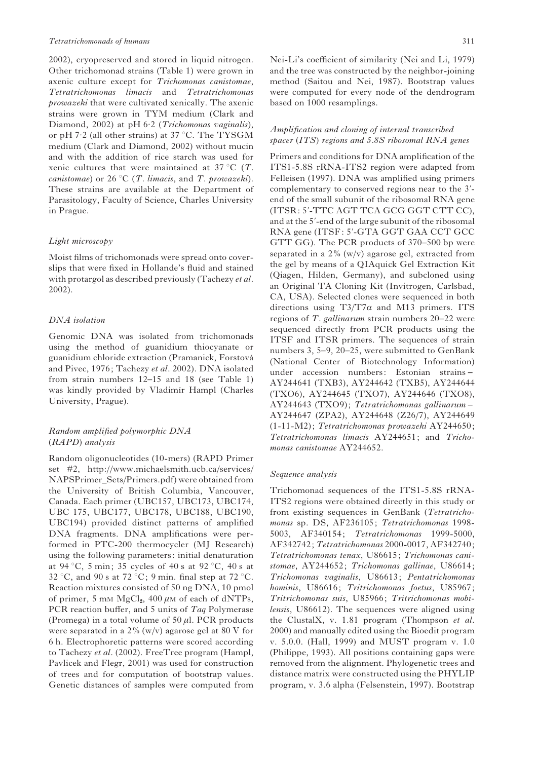2002), cryopreserved and stored in liquid nitrogen. Other trichomonad strains (Table 1) were grown in axenic culture except for *Trichomonas canistomae*, *Tetratrichomonas limacis* and *Tetratrichomonas prowazeki* that were cultivated xenically. The axenic strains were grown in TYM medium (Clark and Diamond, 2002) at pH 6·2 (*Trichomonas vaginalis*), or pH 7·2 (all other strains) at 37 °C. The TYSGM medium (Clark and Diamond, 2002) without mucin and with the addition of rice starch was used for xenic cultures that were maintained at 37 °C (*T. canistomae*) or 26 °C (*T. limacis*, and *T. prowazeki*). These strains are available at the Department of Parasitology, Faculty of Science, Charles University in Prague.

### *Light microscopy*

Moist films of trichomonads were spread onto coverslips that were fixed in Hollande's fluid and stained with protargol as described previously (Tachezy *et al*. 2002).

### *DNA isolation*

Genomic DNA was isolated from trichomonads using the method of guanidium thiocyanate or guanidium chloride extraction (Pramanick, Forstová and Pivec, 1976; Tachezy *et al*. 2002). DNA isolated from strain numbers 12–15 and 18 (see Table 1) was kindly provided by Vladimír Hampl (Charles University, Prague).

### *Random amplified polymorphic DNA (RAPD) analysis*

Random oligonucleotides (10-mers) (RAPD Primer set #2, http://www.michaelsmith.ucb.ca/services/NAPSPrimer_Sets/Primers.pdf) were obtained from the University of British Columbia, Vancouver, Canada. Each primer (UBC157, UBC173, UBC174, UBC 175, UBC177, UBC178, UBC188, UBC190, UBC194) provided distinct patterns of amplified DNA fragments. DNA amplifications were performed in PTC-200 thermocycler (MJ Research) using the following parameters: initial denaturation at 94 °C, 5 min; 35 cycles of 40 s at 92 °C, 40 s at 32 °C, and 90 s at 72 °C; 9 min. final step at 72 °C. Reaction mixtures consisted of 50 ng DNA, 10 pmol of primer, 5 mM $MgCl_2$, 400 $\mu$M of each of dNTPs, PCR reaction buffer, and 5 units of *Taq* Polymerase (Promega) in a total volume of 50 $\mu$l. PCR products were separated in a 2% (w/v) agarose gel at 80 V for 6 h. Electrophoretic patterns were scored according to Tachezy *et al*. (2002). FreeTree program (Hampl, Pavlicek and Flegr, 2001) was used for construction of trees and for computation of bootstrap values. Genetic distances of samples were computed from Nei-Li's coefficient of similarity (Nei and Li, 1979) and the tree was constructed by the neighbor-joining method (Saitou and Nei, 1987). Bootstrap values were computed for every node of the dendrogram based on 1000 resamplings.

### *Amplification and cloning of internal transcribed spacer (ITS) regions and 5.8S ribosomal RNA genes*

Primers and conditions for DNA amplification of the ITS1-5.8S rRNA-ITS2 region were adapted from Felleisen (1997). DNA was amplified using primers complementary to conserved regions near to the 3′-end of the small subunit of the ribosomal RNA gene (ITSR: 5′-TTC AGT TCA GCG GGT CTT CC), and at the 5′-end of the large subunit of the ribosomal RNA gene (ITSF: 5′-GTA GGT GAA CCT GCC GTT GG). The PCR products of 370–500 bp were separated in a 2% (w/v) agarose gel, extracted from the gel by means of a QIAquick Gel Extraction Kit (Qiagen, Hilden, Germany), and subcloned using an Original TA Cloning Kit (Invitrogen, Carlsbad, CA, USA). Selected clones were sequenced in both directions using T3/T7$\alpha$ and M13 primers. ITS regions of *T. gallinarum* strain numbers 20–22 were sequenced directly from PCR products using the ITSF and ITSR primers. The sequences of strain numbers 3, 5–9, 20–25, were submitted to GenBank (National Center of Biotechnology Information) under accession numbers: Estonian strains – AY244641 (TXB3), AY244642 (TXB5), AY244644 (TXO6), AY244645 (TXO7), AY244646 (TXO8), AY244643 (TXO9); *Tetratrichomonas gallinarum* – AY244647 (ZPA2), AY244648 (Z26/7), AY244649 (1-11-M2); *Tetratrichomonas prowazeki* AY244650; *Tetratrichomonas limacis* AY244651; and *Trichomonas canistomae* AY244652.

### *Sequence analysis*

Trichomonad sequences of the ITS1-5.8S rRNA-ITS2 regions were obtained directly in this study or from existing sequences in GenBank (*Tetratrichomonas* sp. DS, AF236105; *Tetratrichomonas* 1998-5003, AF340154; *Tetratrichomonas* 1999-5000, AF342742; *Tetratrichomonas* 2000-0017, AF342740; *Tetratrichomonas tenax*, U86615; *Trichomonas canistomae*, AY244652; *Trichomonas gallinae*, U86614; *Trichomonas vaginalis*, U86613; *Pentatrichomonas hominis*, U86616; *Tritrichomonas foetus*, U85967; *Tritrichomonas suis*, U85966; *Tritrichomonas mobilensis*, U86612). The sequences were aligned using the ClustalX, v. 1.81 program (Thompson *et al*. 2000) and manually edited using the Bioedit program v. 5.0.0. (Hall, 1999) and MUST program v. 1.0 (Philippe, 1993). All positions containing gaps were removed from the alignment. Phylogenetic trees and distance matrix were constructed using the PHYLIP program, v. 3.6 alpha (Felsenstein, 1997). Bootstrap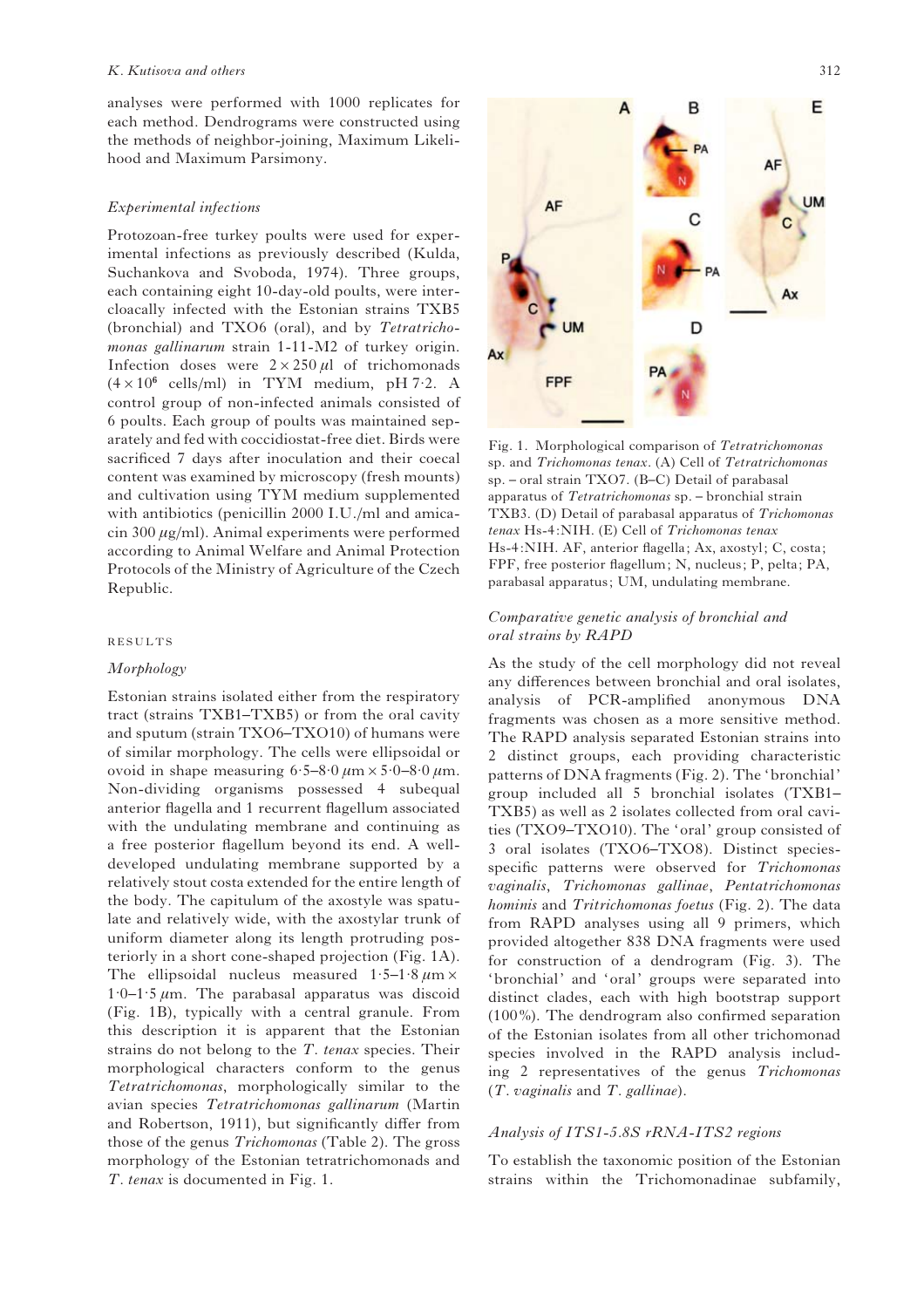analyses were performed with 1000 replicates for each method. Dendrograms were constructed using the methods of neighbor-joining, Maximum Likelihood and Maximum Parsimony.

### *Experimental infections*

Protozoan-free turkey poults were used for experimental infections as previously described (Kulda, Suchankova and Svoboda, 1974). Three groups, each containing eight 10-day-old poults, were intercloacally infected with the Estonian strains TXB5 (bronchial) and TXO6 (oral), and by *Tetratrichomonas gallinarum* strain 1-11-M2 of turkey origin. Infection doses were $2 \times 250\,\mu l$ of trichomonads ($4 \times 10^6$ cells/ml) in TYM medium, pH 7·2. A control group of non-infected animals consisted of 6 poults. Each group of poults was maintained separately and fed with coccidiostat-free diet. Birds were sacrificed 7 days after inoculation and their coecal content was examined by microscopy (fresh mounts) and cultivation using TYM medium supplemented with antibiotics (penicillin 2000 I.U./ml and amicacin 300 $\mu$g/ml). Animal experiments were performed according to Animal Welfare and Animal Protection Protocols of the Ministry of Agriculture of the Czech Republic.

## RESULTS

### *Morphology*

Estonian strains isolated either from the respiratory tract (strains TXB1–TXB5) or from the oral cavity and sputum (strain TXO6–TXO10) of humans were of similar morphology. The cells were ellipsoidal or ovoid in shape measuring $6·5–8·0\,\mu m \times 5·0–8·0\,\mu m$. Non-dividing organisms possessed 4 subequal anterior flagella and 1 recurrent flagellum associated with the undulating membrane and continuing as a free posterior flagellum beyond its end. A well-developed undulating membrane supported by a relatively stout costa extended for the entire length of the body. The capitulum of the axostyle was spatulate and relatively wide, with the axostylar trunk of uniform diameter along its length protruding posteriorly in a short cone-shaped projection (Fig. 1A). The ellipsoidal nucleus measured $1·5–1·8\,\mu m \times 1·0–1·5\,\mu m$. The parabasal apparatus was discoid (Fig. 1B), typically with a central granule. From this description it is apparent that the Estonian strains do not belong to the *T. tenax* species. Their morphological characters conform to the genus *Tetratrichomonas*, morphologically similar to the avian species *Tetratrichomonas gallinarum* (Martin and Robertson, 1911), but significantly differ from those of the genus *Trichomonas* (Table 2). The gross morphology of the Estonian tetratrichomonads and *T. tenax* is documented in Fig. 1.

Fig. 1. Morphological comparison of *Tetratrichomonas* sp. and *Trichomonas tenax*. (A) Cell of *Tetratrichomonas* sp. – oral strain TXO7. (B–C) Detail of parabasal apparatus of *Tetratrichomonas* sp. – bronchial strain TXB3. (D) Detail of parabasal apparatus of *Trichomonas tenax* Hs-4:NIH. (E) Cell of *Trichomonas tenax* Hs-4:NIH. AF, anterior flagella; Ax, axostyl; C, costa; FPF, free posterior flagellum; N, nucleus; P, pelta; PA, parabasal apparatus; UM, undulating membrane.

### *Comparative genetic analysis of bronchial and oral strains by RAPD*

As the study of the cell morphology did not reveal any differences between bronchial and oral isolates, analysis of PCR-amplified anonymous DNA fragments was chosen as a more sensitive method. The RAPD analysis separated Estonian strains into 2 distinct groups, each providing characteristic patterns of DNA fragments (Fig. 2). The 'bronchial' group included all 5 bronchial isolates (TXB1–TXB5) as well as 2 isolates collected from oral cavities (TXO9–TXO10). The 'oral' group consisted of 3 oral isolates (TXO6–TXO8). Distinct species-specific patterns were observed for *Trichomonas vaginalis*, *Trichomonas gallinae*, *Pentatrichomonas hominis* and *Tritrichomonas foetus* (Fig. 2). The data from RAPD analyses using all 9 primers, which provided altogether 838 DNA fragments were used for construction of a dendrogram (Fig. 3). The 'bronchial' and 'oral' groups were separated into distinct clades, each with high bootstrap support (100%). The dendrogram also confirmed separation of the Estonian isolates from all other trichomonad species involved in the RAPD analysis including 2 representatives of the genus *Trichomonas* (*T. vaginalis* and *T. gallinae*).

### *Analysis of ITS1-5.8S rRNA-ITS2 regions*

To establish the taxonomic position of the Estonian strains within the Trichomonadinae subfamily,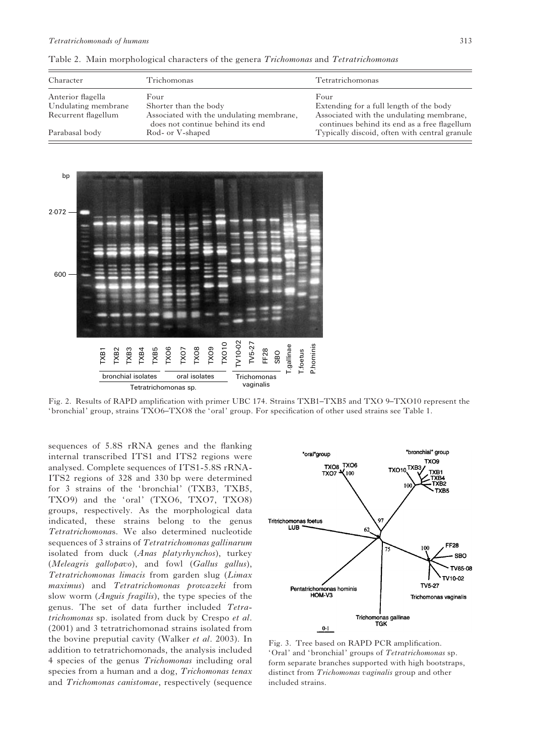Table 2. Main morphological characters of the genera *Trichomonas* and *Tetratrichomonas*

| Character | Trichomonas | Tetratrichomonas |
|---|---|---|
| Anterior flagella | Four | Four |
| Undulating membrane | Shorter than the body | Extending for a full length of the body |
| Recurrent flagellum | Associated with the undulating membrane, does not continue behind its end | Associated with the undulating membrane, continues behind its end as a free flagellum |
| Parabasal body | Rod- or V-shaped | Typically discoid, often with central granule |

Fig. 2. Results of RAPD amplification with primer UBC 174. Strains TXB1–TXB5 and TXO 9–TXO10 represent the 'bronchial' group, strains TXO6–TXO8 the 'oral' group. For specification of other used strains see Table 1.

sequences of 5.8S rRNA genes and the flanking internal transcribed ITS1 and ITS2 regions were analysed. Complete sequences of ITS1-5.8S rRNA-ITS2 regions of 328 and 330 bp were determined for 3 strains of the 'bronchial' (TXB3, TXB5, TXO9) and the 'oral' (TXO6, TXO7, TXO8) groups, respectively. As the morphological data indicated, these strains belong to the genus *Tetratrichomonas*. We also determined nucleotide sequences of 3 strains of *Tetratrichomonas gallinarum* isolated from duck (*Anas platyrhynchos*), turkey (*Meleagris gallopavo*), and fowl (*Gallus gallus*), *Tetratrichomonas limacis* from garden slug (*Limax maximus*) and *Tetratrichomonas prowazeki* from slow worm (*Anguis fragilis*), the type species of the genus. The set of data further included *Tetratrichomonas* sp. isolated from duck by Crespo *et al*. (2001) and 3 tetratrichomonad strains isolated from the bovine preputial cavity (Walker *et al*. 2003). In addition to tetratrichomonads, the analysis included 4 species of the genus *Trichomonas* including oral species from a human and a dog, *Trichomonas tenax* and *Trichomonas canistomae*, respectively (sequence

Fig. 3. Tree based on RAPD PCR amplification. 'Oral' and 'bronchial' groups of *Tetratrichomonas* sp. form separate branches supported with high bootstraps, distinct from *Trichomonas vaginalis* group and other included strains.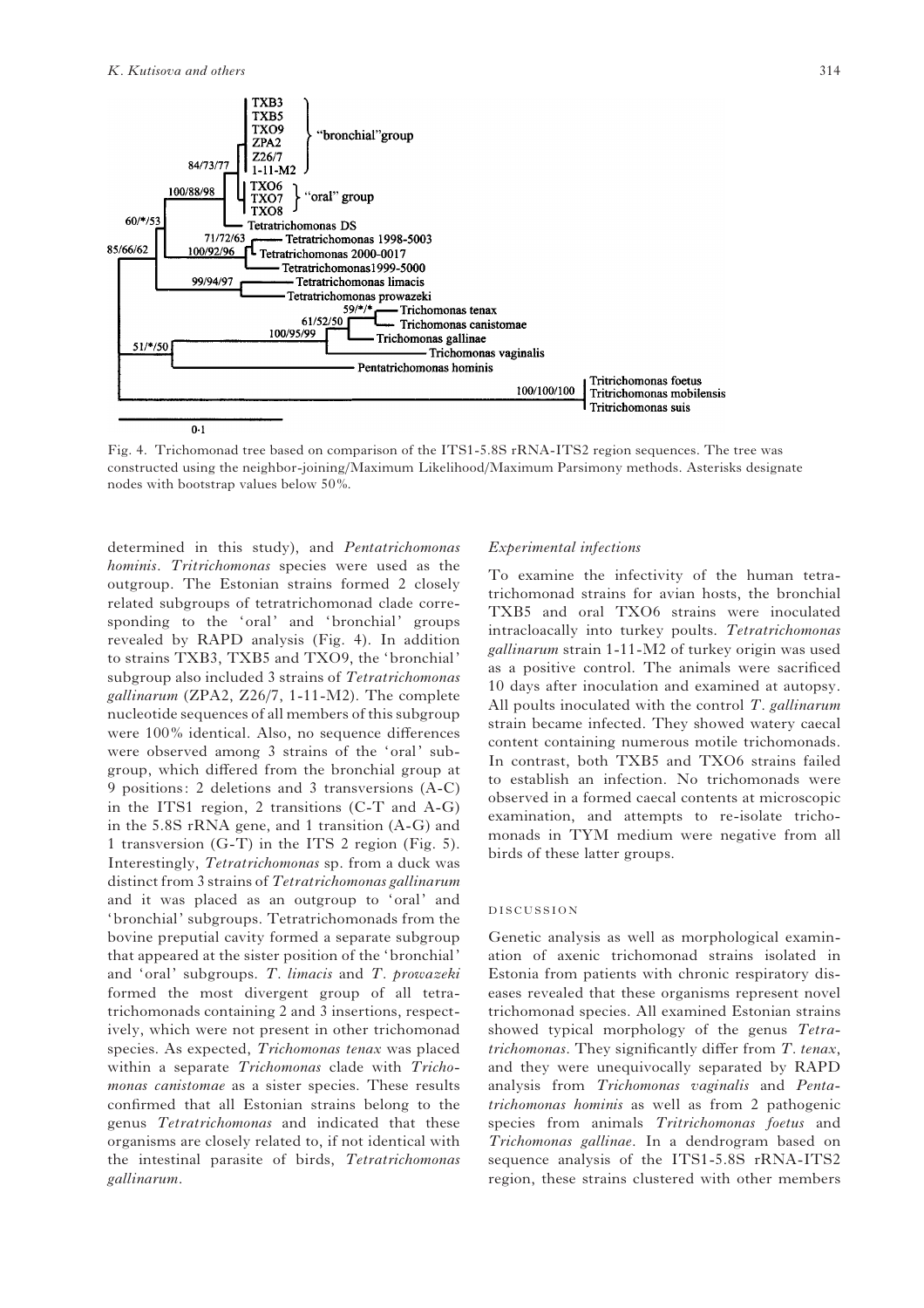Fig. 4. Trichomonad tree based on comparison of the ITS1-5.8S rRNA-ITS2 region sequences. The tree was constructed using the neighbor-joining/Maximum Likelihood/Maximum Parsimony methods. Asterisks designate nodes with bootstrap values below 50%.

determined in this study), and *Pentatrichomonas hominis*. *Tritrichomonas* species were used as the outgroup. The Estonian strains formed 2 closely related subgroups of tetratrichomonad clade corresponding to the 'oral' and 'bronchial' groups revealed by RAPD analysis (Fig. 4). In addition to strains TXB3, TXB5 and TXO9, the 'bronchial' subgroup also included 3 strains of *Tetratrichomonas gallinarum* (ZPA2, Z26/7, 1-11-M2). The complete nucleotide sequences of all members of this subgroup were 100% identical. Also, no sequence differences were observed among 3 strains of the 'oral' subgroup, which differed from the bronchial group at 9 positions: 2 deletions and 3 transversions (A-C) in the ITS1 region, 2 transitions (C-T and A-G) in the 5.8S rRNA gene, and 1 transition (A-G) and 1 transversion (G-T) in the ITS 2 region (Fig. 5). Interestingly, *Tetratrichomonas* sp. from a duck was distinct from 3 strains of *Tetratrichomonas gallinarum* and it was placed as an outgroup to 'oral' and 'bronchial' subgroups. Tetratrichomonads from the bovine preputial cavity formed a separate subgroup that appeared at the sister position of the 'bronchial' and 'oral' subgroups. *T. limacis* and *T. prowazeki* formed the most divergent group of all tetratrichomonads containing 2 and 3 insertions, respectively, which were not present in other trichomonad species. As expected, *Trichomonas tenax* was placed within a separate *Trichomonas* clade with *Trichomonas canistomae* as a sister species. These results confirmed that all Estonian strains belong to the genus *Tetratrichomonas* and indicated that these organisms are closely related to, if not identical with the intestinal parasite of birds, *Tetratrichomonas gallinarum*.

### *Experimental infections*

To examine the infectivity of the human tetratrichomonad strains for avian hosts, the bronchial TXB5 and oral TXO6 strains were inoculated intracloacally into turkey poults. *Tetratrichomonas gallinarum* strain 1-11-M2 of turkey origin was used as a positive control. The animals were sacrificed 10 days after inoculation and examined at autopsy. All poults inoculated with the control *T. gallinarum* strain became infected. They showed watery caecal content containing numerous motile trichomonads. In contrast, both TXB5 and TXO6 strains failed to establish an infection. No trichomonads were observed in a formed caecal contents at microscopic examination, and attempts to re-isolate trichomonads in TYM medium were negative from all birds of these latter groups.

## DISCUSSION

Genetic analysis as well as morphological examination of axenic trichomonad strains isolated in Estonia from patients with chronic respiratory diseases revealed that these organisms represent novel trichomonad species. All examined Estonian strains showed typical morphology of the genus *Tetratrichomonas*. They significantly differ from *T. tenax*, and they were unequivocally separated by RAPD analysis from *Trichomonas vaginalis* and *Pentatrichomonas hominis* as well as from 2 pathogenic species from animals *Tritrichomonas foetus* and *Trichomonas gallinae*. In a dendrogram based on sequence analysis of the ITS1-5.8S rRNA-ITS2 region, these strains clustered with other members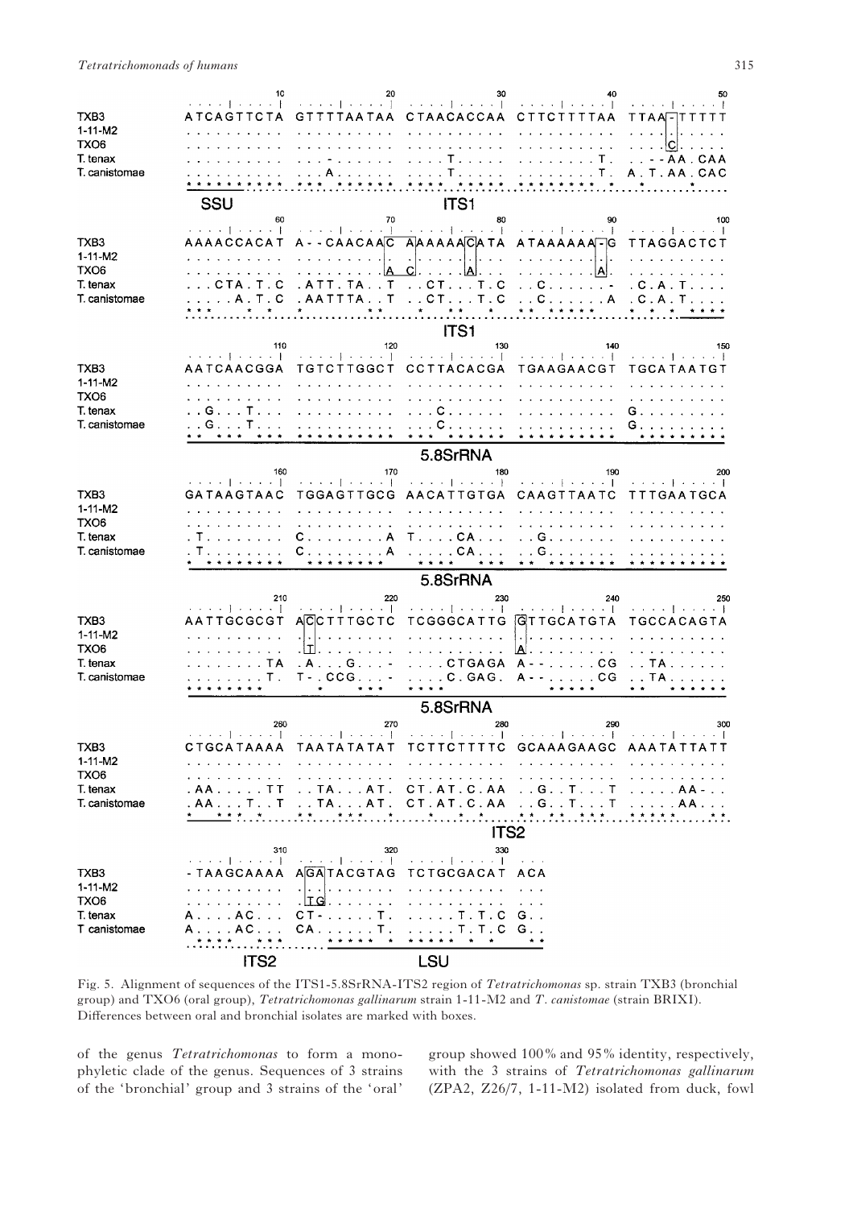```
                 10          20          30          40          50
TXB3          ATCAGTTCTA  GTTTTAATAA  CTAACACCAA  CTTCTTTTAA  TTAA-TTTTT
1-11-M2       ..........  ..........  ..........  ..........  ..........
TXO6          ..........  ..........  ..........  ..........  ....C.....
T. tenax      ..........  ...-......  ....T.....  ........T.  ..--AA.CAA
T. canistomae ..........  ...A......  ....T.....  ........T.  A.T.AA.CAC
              **********  *** ******  **** *****  ********  *    *    *
               SSU                    ITS1

                 60          70          80          90         100
TXB3          AAAACCACAT  A--CAACAAC  AAAAAACATA  ATAAAAAA-G  TTAGGACTCT
1-11-M2       ..........  ..........  ..........  ..........  ..........
TXO6          ..........  ........A.  C.....A...  ........A.  ..........
T. tenax      ...CTA.T.C  .ATT.TA..T  ..CT...T.C  ..C......-  .C.A.T....
T. canistomae .....A.T.C  .AATTTA..T  ..CT...T.C  ..C......A  .C.A.T....
              ***    *  * *      **     *   **    *  ** *****  *  *  * ****
                                      ITS1

                110         120         130         140         150
TXB3          AATCAACGGA  TGTCTTGGCT  CCTTACACGA  TGAAGAACGT  TGCATAATGT
1-11-M2       ..........  ..........  ..........  ..........  ..........
TXO6          ..........  ..........  ..........  ..........  ..........
T. tenax      ..G...T...  ..........  ...C......  ..........  G.........
T. canistomae ..G...T...  ..........  ...C......  ..........  G.........
              ** *** ***  **********  *** ******  **********   *********
                                      5.8SrRNA

                160         170         180         190         200
TXB3          GATAAGTAAC  TGGAGTTGCG  AACATTGTGA  CAAGTTAATC  TTTGAATGCA
1-11-M2       ..........  ..........  ..........  ..........  ..........
TXO6          ..........  ..........  ..........  ..........  ..........
T. tenax      .T........  C........A  T....CA...  ..G.......  ..........
T. canistomae .T........  C........A  .....CA...  ..G.......  ..........
              * ********   ********    ****  ***  ** *******  **********
                                      5.8SrRNA

                210         220         230         240         250
TXB3          AATTGCGCGT  ACCTTTGCTC  TCGGGCATTG  GTTGCATGTA  TGCCACAGTA
1-11-M2       ..........  ..........  ..........  ..........  ..........
TXO6          ..........  .T........  ..........  A.........  ..........
T. tenax      ........TA  .A...G...-  ....CTGAGA  A--.....CG  ..TA......
T. canistomae ........T.  T-..CCG...-  ....C.GAG.  A--.....CG  ..TA......
              ********        *   ***  ****           *****   **  ******
                                      5.8SrRNA

                260         270         280         290         300
TXB3          CTGCATAAAA  TAATATATAT  TCTTCTTTTC  GCAAAGAAGC  AAATATTATT
1-11-M2       ..........  ..........  ..........  ..........  ..........
TXO6          ..........  ..........  ..........  ..........  ..........
T. tenax      .AA.....TT  ..TA...AT.  CT.AT.C.AA  ..G..T...T  .....AA-..
T. canistomae .AA...T..T  ..TA...AT.  CT.AT.C.AA  ..G..T...T  .....AA...
              *   *** *   **   ***  *    *  *  *  ** ** ***  *****    **
                                      ITS2

                310         320         330
TXB3          -TAAGCAAAA  AGATACGTAG  TCTGCGACAT  ACA
1-11-M2       ..........  ..........  ..........  ...
TXO6          ..........  .TG.......  ..........  ...
T. tenax      A....AC...  CT-.....T.  .....T.T.C  G..
T canistomae  A....AC...  CA......T.  .....T.T.C  G..
               ****  ***    ***** *   *****  *  *  **
               ITS2                 LSU
```

Fig. 5. Alignment of sequences of the ITS1-5.8SrRNA-ITS2 region of *Tetratrichomonas* sp. strain TXB3 (bronchial group) and TXO6 (oral group), *Tetratrichomonas gallinarum* strain 1-11-M2 and *T. canistomae* (strain BRIXI). Differences between oral and bronchial isolates are marked with boxes.

of the genus *Tetratrichomonas* to form a monophyletic clade of the genus. Sequences of 3 strains of the 'bronchial' group and 3 strains of the 'oral' group showed 100% and 95% identity, respectively, with the 3 strains of *Tetratrichomonas gallinarum* (ZPA2, Z26/7, 1-11-M2) isolated from duck, fowl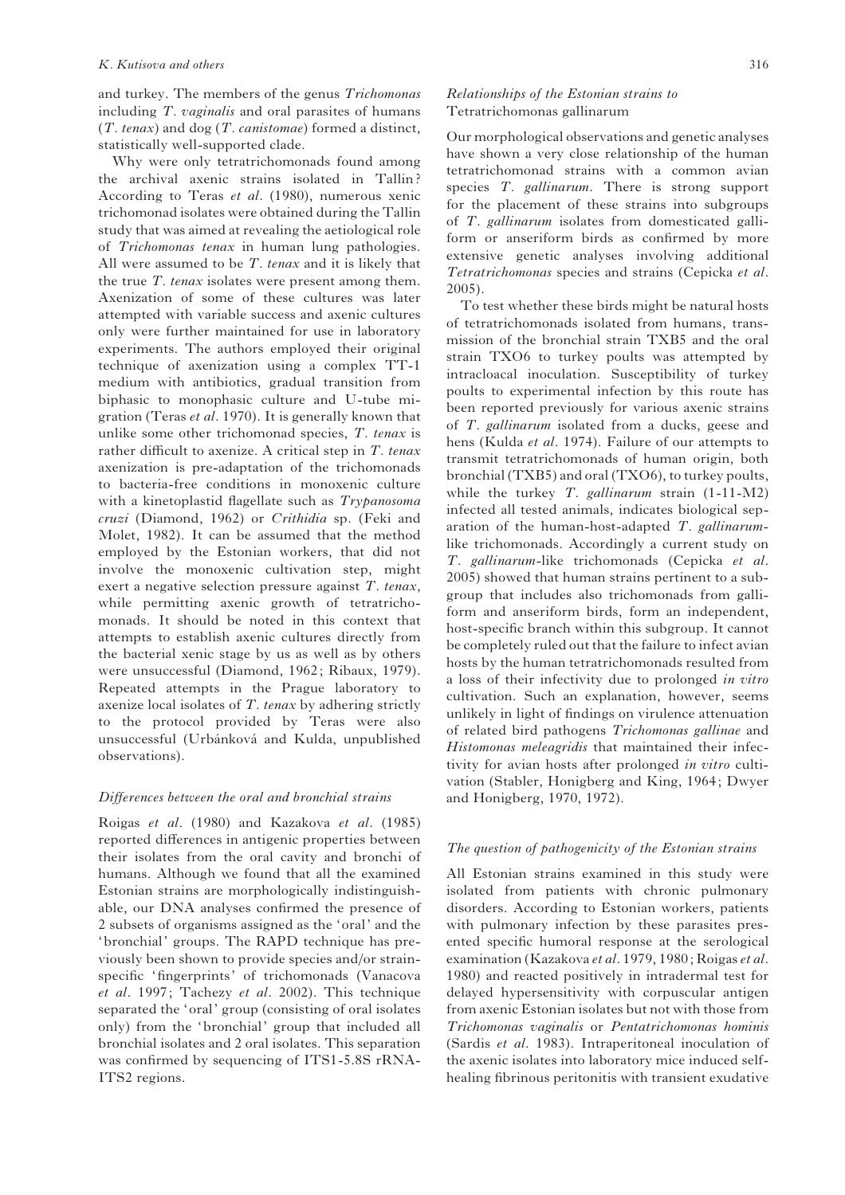and turkey. The members of the genus *Trichomonas* including *T. vaginalis* and oral parasites of humans (*T. tenax*) and dog (*T. canistomae*) formed a distinct, statistically well-supported clade.

Why were only tetratrichomonads found among the archival axenic strains isolated in Tallin? According to Teras *et al*. (1980), numerous xenic trichomonad isolates were obtained during the Tallin study that was aimed at revealing the aetiological role of *Trichomonas tenax* in human lung pathologies. All were assumed to be *T. tenax* and it is likely that the true *T. tenax* isolates were present among them. Axenization of some of these cultures was later attempted with variable success and axenic cultures only were further maintained for use in laboratory experiments. The authors employed their original technique of axenization using a complex TT-1 medium with antibiotics, gradual transition from biphasic to monophasic culture and U-tube migration (Teras *et al*. 1970). It is generally known that unlike some other trichomonad species, *T. tenax* is rather difficult to axenize. A critical step in *T. tenax* axenization is pre-adaptation of the trichomonads to bacteria-free conditions in monoxenic culture with a kinetoplastid flagellate such as *Trypanosoma cruzi* (Diamond, 1962) or *Crithidia* sp. (Feki and Molet, 1982). It can be assumed that the method employed by the Estonian workers, that did not involve the monoxenic cultivation step, might exert a negative selection pressure against *T. tenax*, while permitting axenic growth of tetratrichomonads. It should be noted in this context that attempts to establish axenic cultures directly from the bacterial xenic stage by us as well as by others were unsuccessful (Diamond, 1962; Ribaux, 1979). Repeated attempts in the Prague laboratory to axenize local isolates of *T. tenax* by adhering strictly to the protocol provided by Teras were also unsuccessful (Urbánková and Kulda, unpublished observations).

### *Differences between the oral and bronchial strains*

Roigas *et al*. (1980) and Kazakova *et al*. (1985) reported differences in antigenic properties between their isolates from the oral cavity and bronchi of humans. Although we found that all the examined Estonian strains are morphologically indistinguishable, our DNA analyses confirmed the presence of 2 subsets of organisms assigned as the 'oral' and the 'bronchial' groups. The RAPD technique has previously been shown to provide species and/or strain-specific 'fingerprints' of trichomonads (Vanacova *et al*. 1997; Tachezy *et al*. 2002). This technique separated the 'oral' group (consisting of oral isolates only) from the 'bronchial' group that included all bronchial isolates and 2 oral isolates. This separation was confirmed by sequencing of ITS1-5.8S rRNA-ITS2 regions.

### *Relationships of the Estonian strains to* Tetratrichomonas gallinarum

Our morphological observations and genetic analyses have shown a very close relationship of the human tetratrichomonad strains with a common avian species *T. gallinarum*. There is strong support for the placement of these strains into subgroups of *T. gallinarum* isolates from domesticated galliform or anseriform birds as confirmed by more extensive genetic analyses involving additional *Tetratrichomonas* species and strains (Cepicka *et al*. 2005).

To test whether these birds might be natural hosts of tetratrichomonads isolated from humans, transmission of the bronchial strain TXB5 and the oral strain TXO6 to turkey poults was attempted by intracloacal inoculation. Susceptibility of turkey poults to experimental infection by this route has been reported previously for various axenic strains of *T. gallinarum* isolated from a ducks, geese and hens (Kulda *et al*. 1974). Failure of our attempts to transmit tetratrichomonads of human origin, both bronchial (TXB5) and oral (TXO6), to turkey poults, while the turkey *T. gallinarum* strain (1-11-M2) infected all tested animals, indicates biological separation of the human-host-adapted *T. gallinarum*-like trichomonads. Accordingly a current study on *T. gallinarum*-like trichomonads (Cepicka *et al*. 2005) showed that human strains pertinent to a subgroup that includes also trichomonads from galliform and anseriform birds, form an independent, host-specific branch within this subgroup. It cannot be completely ruled out that the failure to infect avian hosts by the human tetratrichomonads resulted from a loss of their infectivity due to prolonged *in vitro* cultivation. Such an explanation, however, seems unlikely in light of findings on virulence attenuation of related bird pathogens *Trichomonas gallinae* and *Histomonas meleagridis* that maintained their infectivity for avian hosts after prolonged *in vitro* cultivation (Stabler, Honigberg and King, 1964; Dwyer and Honigberg, 1970, 1972).

### *The question of pathogenicity of the Estonian strains*

All Estonian strains examined in this study were isolated from patients with chronic pulmonary disorders. According to Estonian workers, patients with pulmonary infection by these parasites presented specific humoral response at the serological examination (Kazakova *et al*. 1979, 1980; Roigas *et al*. 1980) and reacted positively in intradermal test for delayed hypersensitivity with corpuscular antigen from axenic Estonian isolates but not with those from *Trichomonas vaginalis* or *Pentatrichomonas hominis* (Sardis *et al*. 1983). Intraperitoneal inoculation of the axenic isolates into laboratory mice induced self-healing fibrinous peritonitis with transient exudative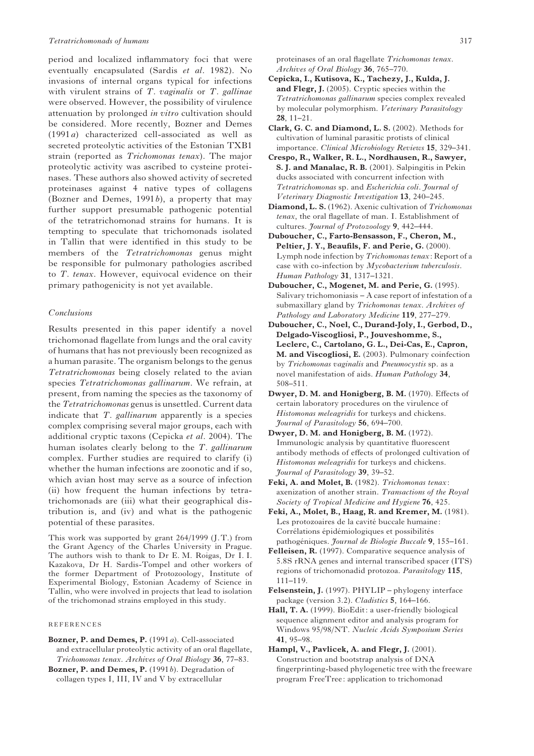period and localized inflammatory foci that were eventually encapsulated (Sardis *et al*. 1982). No invasions of internal organs typical for infections with virulent strains of *T. vaginalis* or *T. gallinae* were observed. However, the possibility of virulence attenuation by prolonged *in vitro* cultivation should be considered. More recently, Bozner and Demes (1991*a*) characterized cell-associated as well as secreted proteolytic activities of the Estonian TXB1 strain (reported as *Trichomonas tenax*). The major proteolytic activity was ascribed to cysteine proteinases. These authors also showed activity of secreted proteinases against 4 native types of collagens (Bozner and Demes, 1991*b*), a property that may further support presumable pathogenic potential of the tetratrichomonad strains for humans. It is tempting to speculate that trichomonads isolated in Tallin that were identified in this study to be members of the *Tetratrichomonas* genus might be responsible for pulmonary pathologies ascribed to *T. tenax*. However, equivocal evidence on their primary pathogenicity is not yet available.

### *Conclusions*

Results presented in this paper identify a novel trichomonad flagellate from lungs and the oral cavity of humans that has not previously been recognized as a human parasite. The organism belongs to the genus *Tetratrichomonas* being closely related to the avian species *Tetratrichomonas gallinarum*. We refrain, at present, from naming the species as the taxonomy of the *Tetratrichomonas* genus is unsettled. Current data indicate that *T. gallinarum* apparently is a species complex comprising several major groups, each with additional cryptic taxons (Cepicka *et al*. 2004). The human isolates clearly belong to the *T. gallinarum* complex. Further studies are required to clarify (i) whether the human infections are zoonotic and if so, which avian host may serve as a source of infection (ii) how frequent the human infections by tetratrichomonads are (iii) what their geographical distribution is, and (iv) and what is the pathogenic potential of these parasites.

This work was supported by grant 264/1999 (J.T.) from the Grant Agency of the Charles University in Prague. The authors wish to thank to Dr E. M. Roigas, Dr I. I. Kazakova, Dr H. Sardis-Tompel and other workers of the former Department of Protozoology, Institute of Experimental Biology, Estonian Academy of Science in Tallin, who were involved in projects that lead to isolation of the trichomonad strains employed in this study.

## REFERENCES

**Bozner, P. and Demes, P.** (1991*a*). Cell-associated and extracellular proteolytic activity of an oral flagellate, *Trichomonas tenax*. *Archives of Oral Biology* **36**, 77–83.

**Bozner, P. and Demes, P.** (1991*b*). Degradation of collagen types I, III, IV and V by extracellular proteinases of an oral flagellate *Trichomonas tenax*. *Archives of Oral Biology* **36**, 765–770.

**Cepicka, I., Kutisova, K., Tachezy, J., Kulda, J. and Flegr, J.** (2005). Cryptic species within the *Tetratrichomonas gallinarum* species complex revealed by molecular polymorphism. *Veterinary Parasitology* **28**, 11–21.

**Clark, G. C. and Diamond, L. S.** (2002). Methods for cultivation of luminal parasitic protists of clinical importance. *Clinical Microbiology Reviews* **15**, 329–341.

**Crespo, R., Walker, R. L., Nordhausen, R., Sawyer, S. J. and Manalac, R. B.** (2001). Salpingitis in Pekin ducks associated with concurrent infection with *Tetratrichomonas* sp. and *Escherichia coli*. *Journal of Veterinary Diagnostic Investigation* **13**, 240–245.

**Diamond, L. S.** (1962). Axenic cultivation of *Trichomonas tenax*, the oral flagellate of man. I. Establishment of cultures. *Journal of Protozoology* **9**, 442–444.

**Duboucher, C., Farto-Bensasson, F., Cheron, M., Peltier, J. Y., Beaufils, F. and Perie, G.** (2000). Lymph node infection by *Trichomonas tenax*: Report of a case with co-infection by *Mycobacterium tuberculosis*. *Human Pathology* **31**, 1317–1321.

**Duboucher, C., Mogenet, M. and Perie, G.** (1995). Salivary trichomoniasis – A case report of infestation of a submaxillary gland by *Trichomonas tenax*. *Archives of Pathology and Laboratory Medicine* **119**, 277–279.

**Duboucher, C., Noel, C., Durand-Joly, I., Gerbod, D., Delgado-Viscogliosi, P., Jouveshomme, S., Leclerc, C., Cartolano, G. L., Dei-Cas, E., Capron, M. and Viscogliosi, E.** (2003). Pulmonary coinfection by *Trichomonas vaginalis* and *Pneumocystis* sp. as a novel manifestation of aids. *Human Pathology* **34**, 508–511.

**Dwyer, D. M. and Honigberg, B. M.** (1970). Effects of certain laboratory procedures on the virulence of *Histomonas meleagridis* for turkeys and chickens. *Journal of Parasitology* **56**, 694–700.

**Dwyer, D. M. and Honigberg, B. M.** (1972). Immunologic analysis by quantitative fluorescent antibody methods of effects of prolonged cultivation of *Histomonas meleagridis* for turkeys and chickens. *Journal of Parasitology* **39**, 39–52.

**Feki, A. and Molet, B.** (1982). *Trichomonas tenax*: axenization of another strain. *Transactions of the Royal Society of Tropical Medicine and Hygiene* **76**, 425.

**Feki, A., Molet, B., Haag, R. and Kremer, M.** (1981). Les protozoaires de la cavité buccale humaine: Corrélations épidémiologiques et possibilités pathogéniques. *Journal de Biologie Buccale* **9**, 155–161.

**Felleisen, R.** (1997). Comparative sequence analysis of 5.8S rRNA genes and internal transcribed spacer (ITS) regions of trichomonadid protozoa. *Parasitology* **115**, 111–119.

**Felsenstein, J.** (1997). PHYLIP – phylogeny interface package (version 3.2). *Cladistics* **5**, 164–166.

**Hall, T. A.** (1999). BioEdit: a user-friendly biological sequence alignment editor and analysis program for Windows 95/98/NT. *Nucleic Acids Symposium Series* **41**, 95–98.

**Hampl, V., Pavlicek, A. and Flegr, J.** (2001). Construction and bootstrap analysis of DNA fingerprinting-based phylogenetic tree with the freeware program FreeTree: application to trichomonad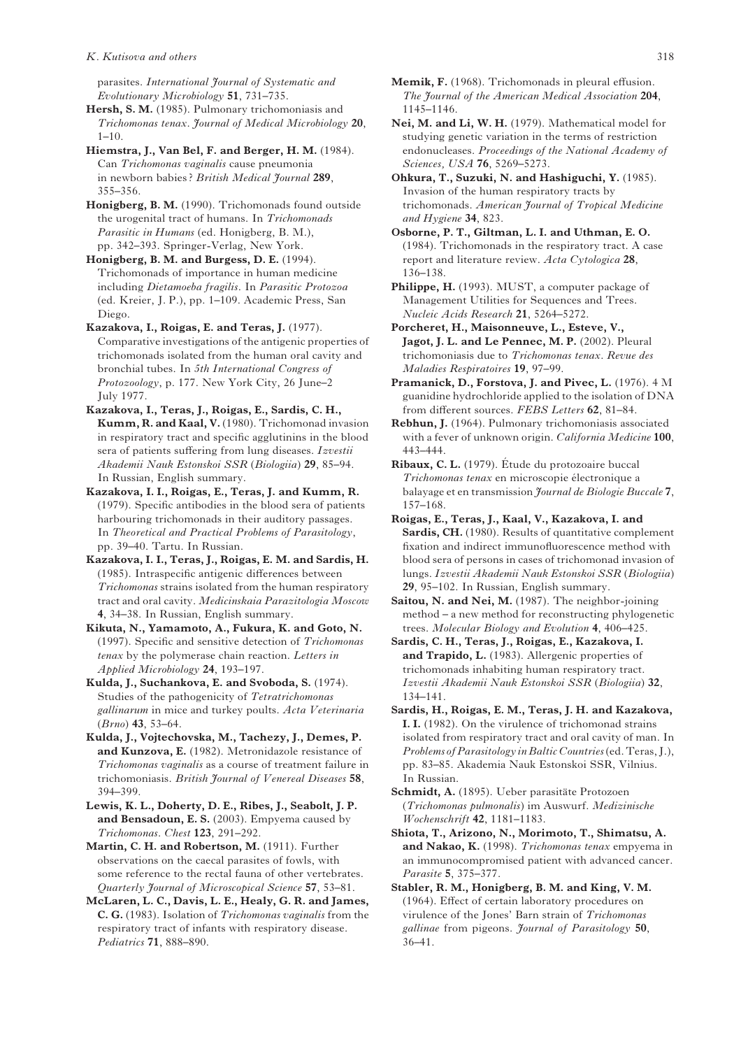parasites. *International Journal of Systematic and Evolutionary Microbiology* **51**, 731–735.

**Hersh, S. M.** (1985). Pulmonary trichomoniasis and *Trichomonas tenax*. *Journal of Medical Microbiology* **20**, 1–10.

**Hiemstra, J., Van Bel, F. and Berger, H. M.** (1984). Can *Trichomonas vaginalis* cause pneumonia in newborn babies? *British Medical Journal* **289**, 355–356.

**Honigberg, B. M.** (1990). Trichomonads found outside the urogenital tract of humans. In *Trichomonads Parasitic in Humans* (ed. Honigberg, B. M.), pp. 342–393. Springer-Verlag, New York.

**Honigberg, B. M. and Burgess, D. E.** (1994). Trichomonads of importance in human medicine including *Dietamoeba fragilis*. In *Parasitic Protozoa* (ed. Kreier, J. P.), pp. 1–109. Academic Press, San Diego.

**Kazakova, I., Roigas, E. and Teras, J.** (1977). Comparative investigations of the antigenic properties of trichomonads isolated from the human oral cavity and bronchial tubes. In *5th International Congress of Protozoology*, p. 177. New York City, 26 June–2 July 1977.

**Kazakova, I., Teras, J., Roigas, E., Sardis, C. H., Kumm, R. and Kaal, V.** (1980). Trichomonad invasion in respiratory tract and specific agglutinins in the blood sera of patients suffering from lung diseases. *Izvestii Akademii Nauk Estonskoi SSR* (*Biologiia*) **29**, 85–94. In Russian, English summary.

**Kazakova, I. I., Roigas, E., Teras, J. and Kumm, R.** (1979). Specific antibodies in the blood sera of patients harbouring trichomonads in their auditory passages. In *Theoretical and Practical Problems of Parasitology*, pp. 39–40. Tartu. In Russian.

**Kazakova, I. I., Teras, J., Roigas, E. M. and Sardis, H.** (1985). Intraspecific antigenic differences between *Trichomonas* strains isolated from the human respiratory tract and oral cavity. *Medicinskaia Parazitologia Moscow* **4**, 34–38. In Russian, English summary.

**Kikuta, N., Yamamoto, A., Fukura, K. and Goto, N.** (1997). Specific and sensitive detection of *Trichomonas tenax* by the polymerase chain reaction. *Letters in Applied Microbiology* **24**, 193–197.

**Kulda, J., Suchankova, E. and Svoboda, S.** (1974). Studies of the pathogenicity of *Tetratrichomonas gallinarum* in mice and turkey poults. *Acta Veterinaria* (*Brno*) **43**, 53–64.

**Kulda, J., Vojtechovska, M., Tachezy, J., Demes, P. and Kunzova, E.** (1982). Metronidazole resistance of *Trichomonas vaginalis* as a course of treatment failure in trichomoniasis. *British Journal of Venereal Diseases* **58**, 394–399.

**Lewis, K. L., Doherty, D. E., Ribes, J., Seabolt, J. P. and Bensadoun, E. S.** (2003). Empyema caused by *Trichomonas*. *Chest* **123**, 291–292.

**Martin, C. H. and Robertson, M.** (1911). Further observations on the caecal parasites of fowls, with some reference to the rectal fauna of other vertebrates. *Quarterly Journal of Microscopical Science* **57**, 53–81.

**McLaren, L. C., Davis, L. E., Healy, G. R. and James, C. G.** (1983). Isolation of *Trichomonas vaginalis* from the respiratory tract of infants with respiratory disease. *Pediatrics* **71**, 888–890.

**Memik, F.** (1968). Trichomonads in pleural effusion. *The Journal of the American Medical Association* **204**, 1145–1146.

**Nei, M. and Li, W. H.** (1979). Mathematical model for studying genetic variation in the terms of restriction endonucleases. *Proceedings of the National Academy of Sciences, USA* **76**, 5269–5273.

**Ohkura, T., Suzuki, N. and Hashiguchi, Y.** (1985). Invasion of the human respiratory tracts by trichomonads. *American Journal of Tropical Medicine and Hygiene* **34**, 823.

**Osborne, P. T., Giltman, L. I. and Uthman, E. O.** (1984). Trichomonads in the respiratory tract. A case report and literature review. *Acta Cytologica* **28**, 136–138.

**Philippe, H.** (1993). MUST, a computer package of Management Utilities for Sequences and Trees. *Nucleic Acids Research* **21**, 5264–5272.

**Porcheret, H., Maisonneuve, L., Esteve, V., Jagot, J. L. and Le Pennec, M. P.** (2002). Pleural trichomoniasis due to *Trichomonas tenax*. *Revue des Maladies Respiratoires* **19**, 97–99.

**Pramanick, D., Forstova, J. and Pivec, L.** (1976). 4 M guanidine hydrochloride applied to the isolation of DNA from different sources. *FEBS Letters* **62**, 81–84.

**Rebhun, J.** (1964). Pulmonary trichomoniasis associated with a fever of unknown origin. *California Medicine* **100**, 443–444.

**Ribaux, C. L.** (1979). Étude du protozoaire buccal *Trichomonas tenax* en microscopie électronique a balayage et en transmission *Journal de Biologie Buccale* **7**, 157–168.

**Roigas, E., Teras, J., Kaal, V., Kazakova, I. and Sardis, CH.** (1980). Results of quantitative complement fixation and indirect immunofluorescence method with blood sera of persons in cases of trichomonad invasion of lungs. *Izvestii Akademii Nauk Estonskoi SSR* (*Biologiia*) **29**, 95–102. In Russian, English summary.

**Saitou, N. and Nei, M.** (1987). The neighbor-joining method – a new method for reconstructing phylogenetic trees. *Molecular Biology and Evolution* **4**, 406–425.

**Sardis, C. H., Teras, J., Roigas, E., Kazakova, I. and Trapido, L.** (1983). Allergenic properties of trichomonads inhabiting human respiratory tract. *Izvestii Akademii Nauk Estonskoi SSR* (*Biologiia*) **32**, 134–141.

**Sardis, H., Roigas, E. M., Teras, J. H. and Kazakova, I. I.** (1982). On the virulence of trichomonad strains isolated from respiratory tract and oral cavity of man. In *Problems of Parasitology in Baltic Countries* (ed. Teras, J.), pp. 83–85. Akademia Nauk Estonskoi SSR, Vilnius. In Russian.

**Schmidt, A.** (1895). Ueber parasitäte Protozoen (*Trichomonas pulmonalis*) im Auswurf. *Medizinische Wochenschrift* **42**, 1181–1183.

**Shiota, T., Arizono, N., Morimoto, T., Shimatsu, A. and Nakao, K.** (1998). *Trichomonas tenax* empyema in an immunocompromised patient with advanced cancer. *Parasite* **5**, 375–377.

**Stabler, R. M., Honigberg, B. M. and King, V. M.** (1964). Effect of certain laboratory procedures on virulence of the Jones' Barn strain of *Trichomonas gallinae* from pigeons. *Journal of Parasitology* **50**, 36–41.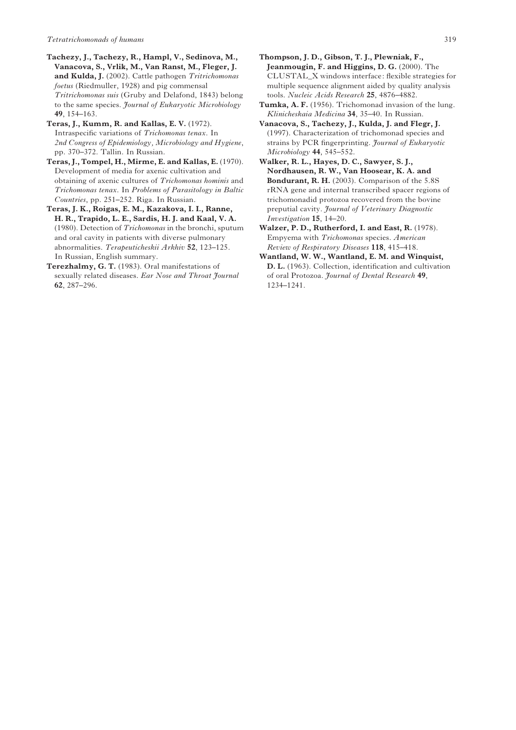**Tachezy, J., Tachezy, R., Hampl, V., Sedinova, M., Vanacova, S., Vrlik, M., Van Ranst, M., Fleger, J. and Kulda, J.** (2002). Cattle pathogen *Tritrichomonas foetus* (Riedmuller, 1928) and pig commensal *Tritrichomonas suis* (Gruby and Delafond, 1843) belong to the same species. *Journal of Eukaryotic Microbiology* **49**, 154–163.

**Teras, J., Kumm, R. and Kallas, E. V.** (1972). Intraspecific variations of *Trichomonas tenax*. In *2nd Congress of Epidemiology, Microbiology and Hygiene*, pp. 370–372. Tallin. In Russian.

**Teras, J., Tompel, H., Mirme, E. and Kallas, E.** (1970). Development of media for axenic cultivation and obtaining of axenic cultures of *Trichomonas hominis* and *Trichomonas tenax*. In *Problems of Parasitology in Baltic Countries*, pp. 251–252. Riga. In Russian.

**Teras, J. K., Roigas, E. M., Kazakova, I. I., Ranne, H. R., Trapido, L. E., Sardis, H. J. and Kaal, V. A.** (1980). Detection of *Trichomonas* in the bronchi, sputum and oral cavity in patients with diverse pulmonary abnormalities. *Terapeuticheskii Arkhiv* **52**, 123–125. In Russian, English summary.

**Terezhalmy, G. T.** (1983). Oral manifestations of sexually related diseases. *Ear Nose and Throat Journal* **62**, 287–296.

**Thompson, J. D., Gibson, T. J., Plewniak, F., Jeanmougin, F. and Higgins, D. G.** (2000). The CLUSTAL_X windows interface: flexible strategies for multiple sequence alignment aided by quality analysis tools. *Nucleic Acids Research* **25**, 4876–4882.

**Tumka, A. F.** (1956). Trichomonad invasion of the lung. *Klinicheskaia Medicina* **34**, 35–40. In Russian.

**Vanacova, S., Tachezy, J., Kulda, J. and Flegr, J.** (1997). Characterization of trichomonad species and strains by PCR fingerprinting. *Journal of Eukaryotic Microbiology* **44**, 545–552.

**Walker, R. L., Hayes, D. C., Sawyer, S. J., Nordhausen, R. W., Van Hoosear, K. A. and Bondurant, R. H.** (2003). Comparison of the 5.8S rRNA gene and internal transcribed spacer regions of trichomonadid protozoa recovered from the bovine preputial cavity. *Journal of Veterinary Diagnostic Investigation* **15**, 14–20.

**Walzer, P. D., Rutherford, I. and East, R.** (1978). Empyema with *Trichomonas* species. *American Review of Respiratory Diseases* **118**, 415–418.

**Wantland, W. W., Wantland, E. M. and Winquist, D. L.** (1963). Collection, identification and cultivation of oral Protozoa. *Journal of Dental Research* **49**, 1234–1241.